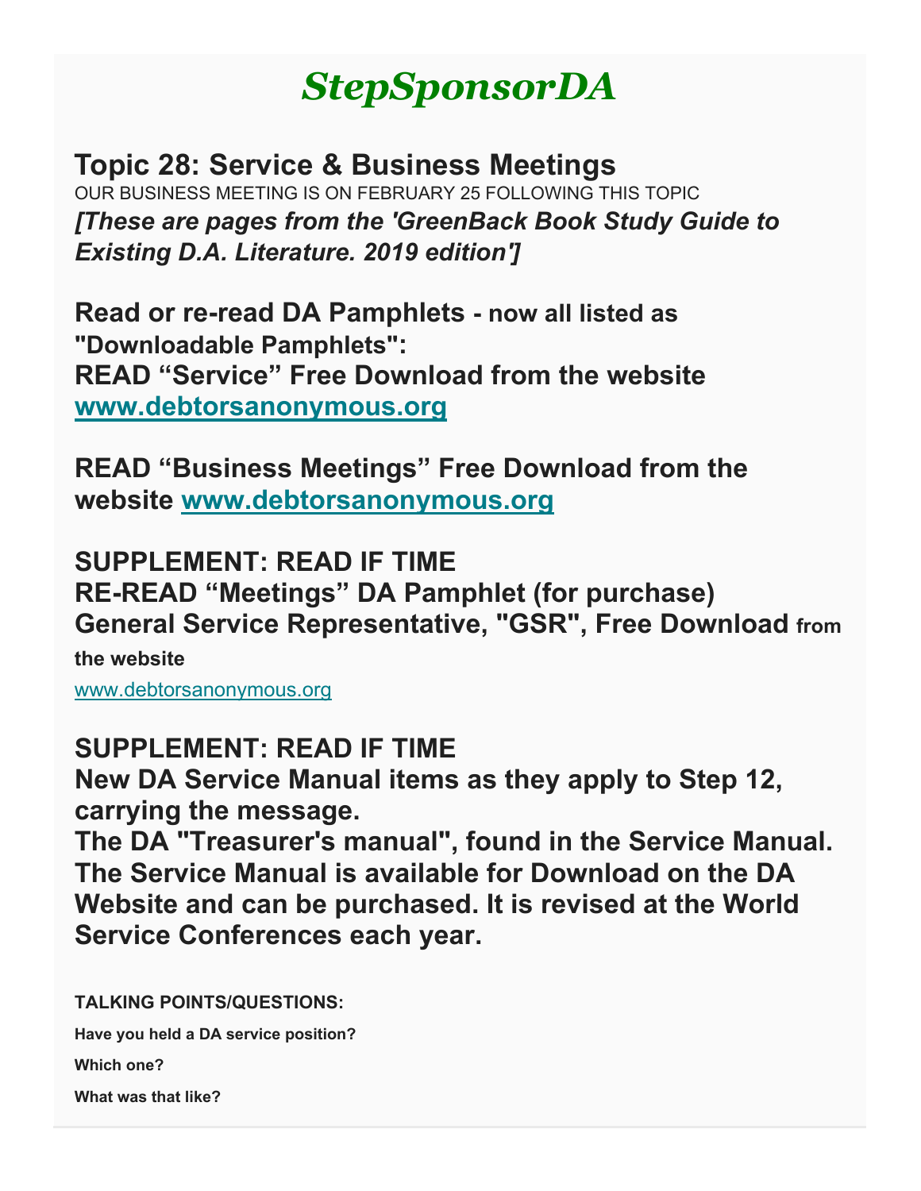# *StepSponsorDA*

## Topic 28: Service & Business Meetings

OUR BUSINESS MEETING IS ON FEBRUARY 25 FOLLOWING THIS TOPIC

***[These are pages from the 'GreenBack Book Study Guide to Existing D.A. Literature. 2019 edition']***

**Read or re-read DA Pamphlets - now all listed as "Downloadable Pamphlets":**
**READ "Service" Free Download from the website [www.debtorsanonymous.org](http://www.debtorsanonymous.org)**

**READ "Business Meetings" Free Download from the website [www.debtorsanonymous.org](http://www.debtorsanonymous.org)**

**SUPPLEMENT: READ IF TIME**
**RE-READ "Meetings" DA Pamphlet (for purchase)**
**General Service Representative, "GSR", Free Download from the website**
[www.debtorsanonymous.org](http://www.debtorsanonymous.org)

**SUPPLEMENT: READ IF TIME**
**New DA Service Manual items as they apply to Step 12, carrying the message.**
**The DA "Treasurer's manual", found in the Service Manual. The Service Manual is available for Download on the DA Website and can be purchased. It is revised at the World Service Conferences each year.**

**TALKING POINTS/QUESTIONS:**

**Have you held a DA service position?**

**Which one?**

**What was that like?**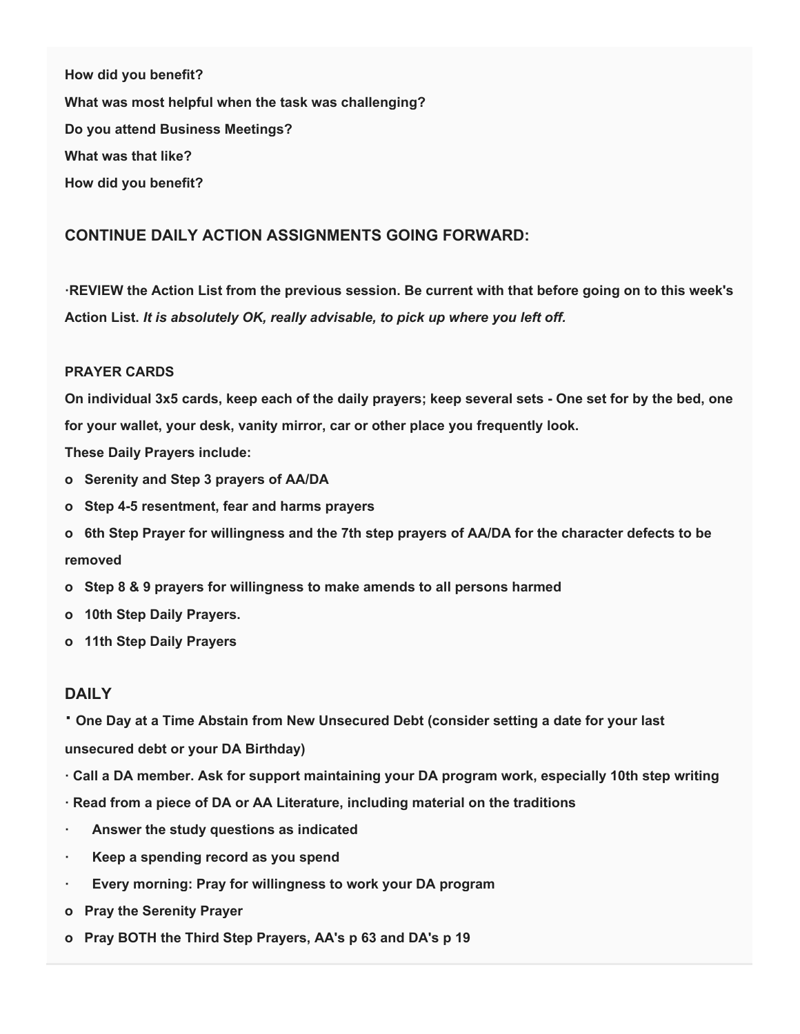**How did you benefit?**

**What was most helpful when the task was challenging?**

**Do you attend Business Meetings?**

**What was that like?**

**How did you benefit?**

## CONTINUE DAILY ACTION ASSIGNMENTS GOING FORWARD:

·**REVIEW the Action List from the previous session. Be current with that before going on to this week's Action List.** ***It is absolutely OK, really advisable, to pick up where you left off.***

**PRAYER CARDS**

**On individual 3x5 cards, keep each of the daily prayers; keep several sets - One set for by the bed, one for your wallet, your desk, vanity mirror, car or other place you frequently look.**

**These Daily Prayers include:**

- **Serenity and Step 3 prayers of AA/DA**
- **Step 4-5 resentment, fear and harms prayers**
- **6th Step Prayer for willingness and the 7th step prayers of AA/DA for the character defects to be removed**
- **Step 8 & 9 prayers for willingness to make amends to all persons harmed**
- **10th Step Daily Prayers.**
- **11th Step Daily Prayers**

## DAILY

- **One Day at a Time Abstain from New Unsecured Debt (consider setting a date for your last unsecured debt or your DA Birthday)**
- **Call a DA member. Ask for support maintaining your DA program work, especially 10th step writing**
- **Read from a piece of DA or AA Literature, including material on the traditions**
- **Answer the study questions as indicated**
- **Keep a spending record as you spend**
- **Every morning: Pray for willingness to work your DA program**
  - **Pray the Serenity Prayer**
  - **Pray BOTH the Third Step Prayers, AA's p 63 and DA's p 19**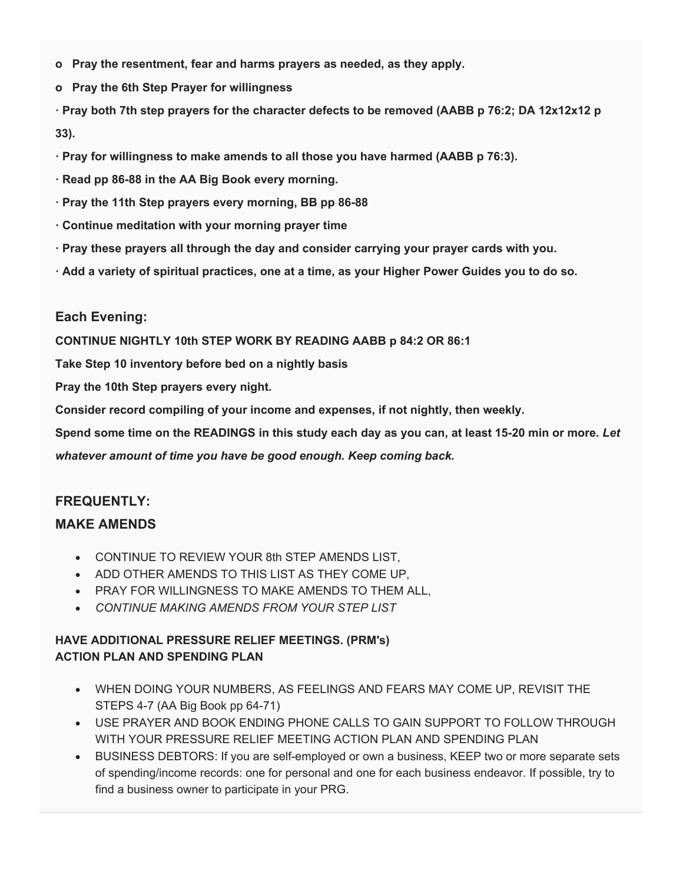- **o Pray the resentment, fear and harms prayers as needed, as they apply.**
- **o Pray the 6th Step Prayer for willingness**

**· Pray both 7th step prayers for the character defects to be removed (AABB p 76:2; DA 12x12x12 p 33).**

**· Pray for willingness to make amends to all those you have harmed (AABB p 76:3).**

**· Read pp 86-88 in the AA Big Book every morning.**

**· Pray the 11th Step prayers every morning, BB pp 86-88**

**· Continue meditation with your morning prayer time**

**· Pray these prayers all through the day and consider carrying your prayer cards with you.**

**· Add a variety of spiritual practices, one at a time, as your Higher Power Guides you to do so.**

### Each Evening:

**CONTINUE NIGHTLY 10th STEP WORK BY READING AABB p 84:2 OR 86:1**

**Take Step 10 inventory before bed on a nightly basis**

**Pray the 10th Step prayers every night.**

**Consider record compiling of your income and expenses, if not nightly, then weekly.**

**Spend some time on the READINGS in this study each day as you can, at least 15-20 min or more.** ***Let whatever amount of time you have be good enough. Keep coming back.***

### FREQUENTLY:

### MAKE AMENDS

- CONTINUE TO REVIEW YOUR 8th STEP AMENDS LIST,
- ADD OTHER AMENDS TO THIS LIST AS THEY COME UP,
- PRAY FOR WILLINGNESS TO MAKE AMENDS TO THEM ALL,
- *CONTINUE MAKING AMENDS FROM YOUR STEP LIST*

**HAVE ADDITIONAL PRESSURE RELIEF MEETINGS. (PRM's)**
**ACTION PLAN AND SPENDING PLAN**

- WHEN DOING YOUR NUMBERS, AS FEELINGS AND FEARS MAY COME UP, REVISIT THE STEPS 4-7 (AA Big Book pp 64-71)
- USE PRAYER AND BOOK ENDING PHONE CALLS TO GAIN SUPPORT TO FOLLOW THROUGH WITH YOUR PRESSURE RELIEF MEETING ACTION PLAN AND SPENDING PLAN
- BUSINESS DEBTORS: If you are self-employed or own a business, KEEP two or more separate sets of spending/income records: one for personal and one for each business endeavor. If possible, try to find a business owner to participate in your PRG.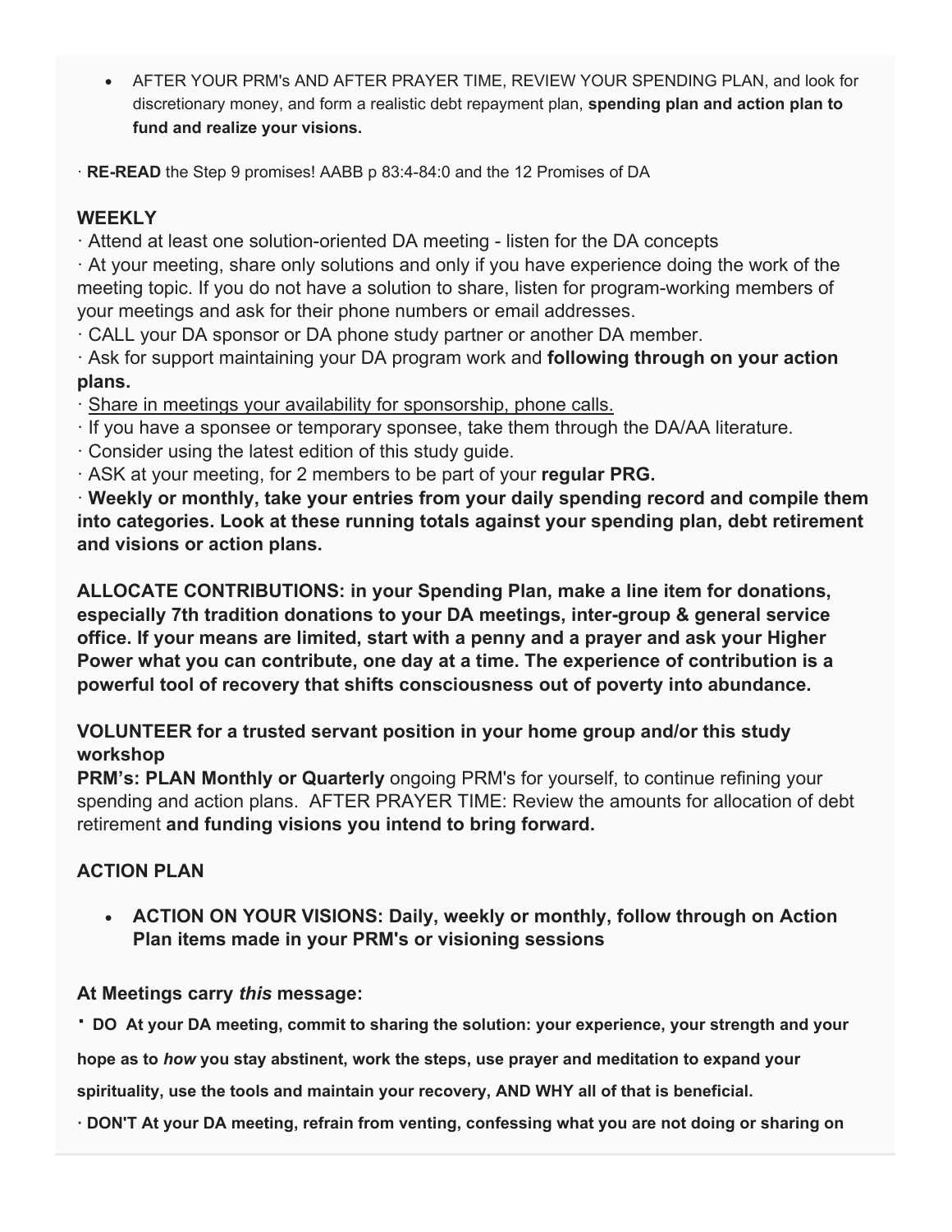- AFTER YOUR PRM's AND AFTER PRAYER TIME, REVIEW YOUR SPENDING PLAN, and look for discretionary money, and form a realistic debt repayment plan, **spending plan and action plan to fund and realize your visions.**

· **RE-READ** the Step 9 promises! AABB p 83:4-84:0 and the 12 Promises of DA

### WEEKLY

· Attend at least one solution-oriented DA meeting - listen for the DA concepts

· At your meeting, share only solutions and only if you have experience doing the work of the meeting topic. If you do not have a solution to share, listen for program-working members of your meetings and ask for their phone numbers or email addresses.

· CALL your DA sponsor or DA phone study partner or another DA member.

· Ask for support maintaining your DA program work and **following through on your action plans.**

· Share in meetings your availability for sponsorship, phone calls.

· If you have a sponsee or temporary sponsee, take them through the DA/AA literature.

· Consider using the latest edition of this study guide.

· ASK at your meeting, for 2 members to be part of your **regular PRG.**

· **Weekly or monthly, take your entries from your daily spending record and compile them into categories. Look at these running totals against your spending plan, debt retirement and visions or action plans.**

**ALLOCATE CONTRIBUTIONS: in your Spending Plan, make a line item for donations, especially 7th tradition donations to your DA meetings, inter-group & general service office. If your means are limited, start with a penny and a prayer and ask your Higher Power what you can contribute, one day at a time. The experience of contribution is a powerful tool of recovery that shifts consciousness out of poverty into abundance.**

**VOLUNTEER for a trusted servant position in your home group and/or this study workshop**

**PRM's: PLAN Monthly or Quarterly** ongoing PRM's for yourself, to continue refining your spending and action plans. AFTER PRAYER TIME: Review the amounts for allocation of debt retirement **and funding visions you intend to bring forward.**

### ACTION PLAN

- **ACTION ON YOUR VISIONS: Daily, weekly or monthly, follow through on Action Plan items made in your PRM's or visioning sessions**

**At Meetings carry *this* message:**

· **DO At your DA meeting, commit to sharing the solution: your experience, your strength and your hope as to *how* you stay abstinent, work the steps, use prayer and meditation to expand your spirituality, use the tools and maintain your recovery, AND WHY all of that is beneficial.**

· **DON'T At your DA meeting, refrain from venting, confessing what you are not doing or sharing on**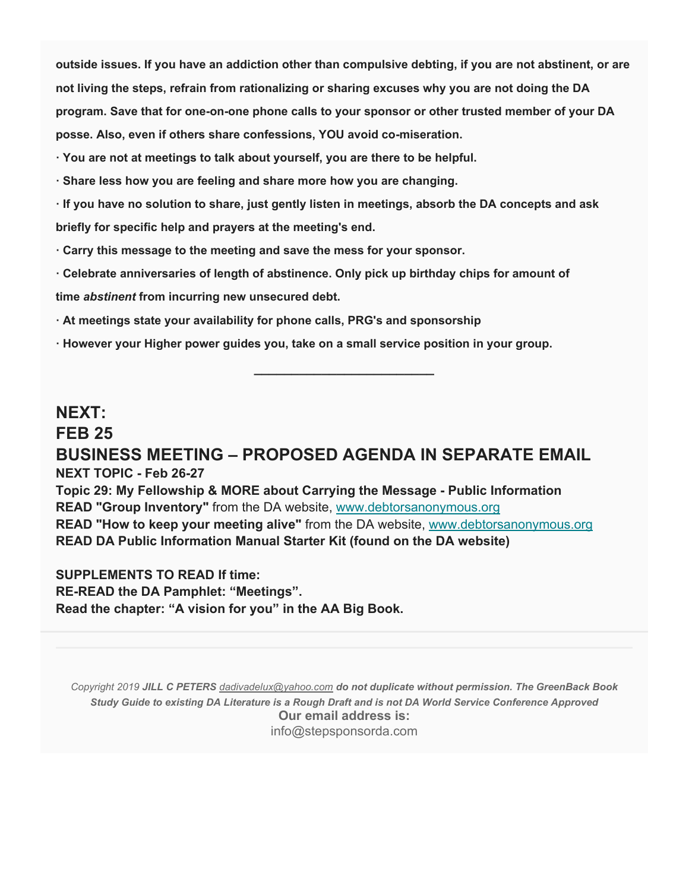**outside issues. If you have an addiction other than compulsive debting, if you are not abstinent, or are not living the steps, refrain from rationalizing or sharing excuses why you are not doing the DA program. Save that for one-on-one phone calls to your sponsor or other trusted member of your DA posse. Also, even if others share confessions, YOU avoid co-miseration.**

- **You are not at meetings to talk about yourself, you are there to be helpful.**
- **Share less how you are feeling and share more how you are changing.**
- **If you have no solution to share, just gently listen in meetings, absorb the DA concepts and ask briefly for specific help and prayers at the meeting's end.**
- **Carry this message to the meeting and save the mess for your sponsor.**
- **Celebrate anniversaries of length of abstinence. Only pick up birthday chips for amount of time *abstinent* from incurring new unsecured debt.**
- **At meetings state your availability for phone calls, PRG's and sponsorship**
- **However your Higher power guides you, take on a small service position in your group.**

---

## NEXT:
## FEB 25
## BUSINESS MEETING – PROPOSED AGENDA IN SEPARATE EMAIL

**NEXT TOPIC - Feb 26-27**

**Topic 29: My Fellowship & MORE about Carrying the Message - Public Information**

**READ "Group Inventory"** from the DA website, www.debtorsanonymous.org

**READ "How to keep your meeting alive"** from the DA website, www.debtorsanonymous.org

**READ DA Public Information Manual Starter Kit (found on the DA website)**

**SUPPLEMENTS TO READ If time:**

**RE-READ the DA Pamphlet: "Meetings".**

**Read the chapter: "A vision for you" in the AA Big Book.**

---

*Copyright 2019* ***JILL C PETERS*** *dadivadelux@yahoo.com* ***do not duplicate without permission. The GreenBack Book Study Guide to existing DA Literature is a Rough Draft and is not DA World Service Conference Approved***

**Our email address is:**

info@stepsponsorda.com